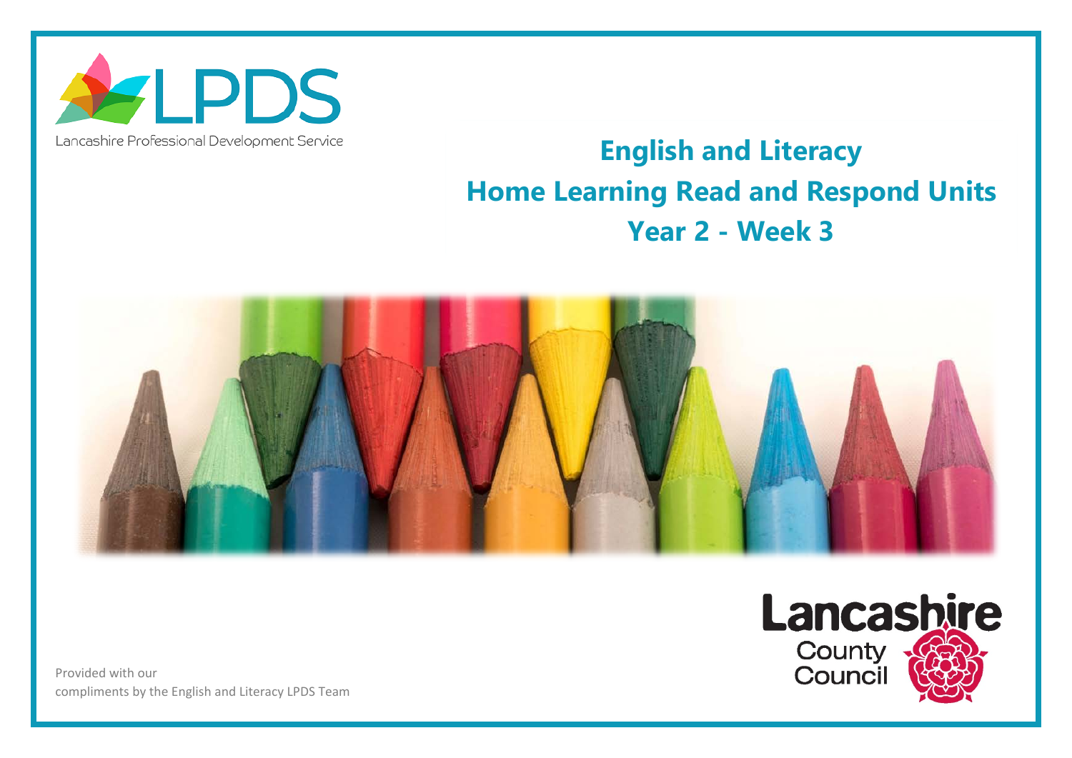LPDS

Lancashire Professional Development Service

# English and Literacy
# Home Learning Read and Respond Units
# Year 2 - Week 3

Lancashire County Council

Provided with our compliments by the English and Literacy LPDS Team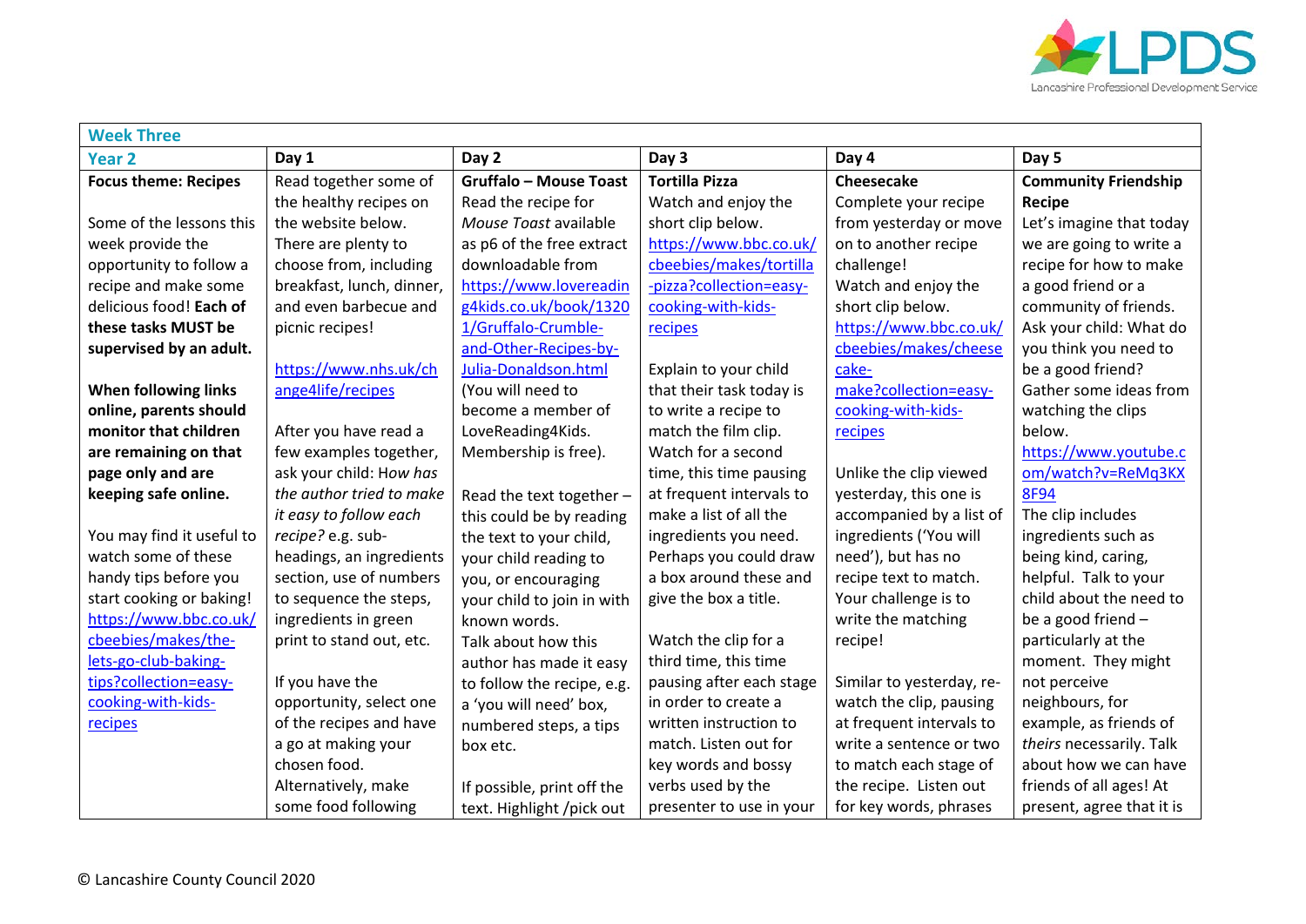| Week Three | | | | | |
|---|---|---|---|---|---|
| **Year 2** | **Day 1** | **Day 2** | **Day 3** | **Day 4** | **Day 5** |
| **Focus theme: Recipes**<br><br>Some of the lessons this week provide the opportunity to follow a recipe and make some delicious food! **Each of these tasks MUST be supervised by an adult.**<br><br>**When following links online, parents should monitor that children are remaining on that page only and are keeping safe online.**<br><br>You may find it useful to watch some of these handy tips before you start cooking or baking!<br>https://www.bbc.co.uk/cbeebies/makes/the-lets-go-club-baking-tips?collection=easy-cooking-with-kids-recipes | Read together some of the healthy recipes on the website below. There are plenty to choose from, including breakfast, lunch, dinner, and even barbecue and picnic recipes!<br><br>https://www.nhs.uk/change4life/recipes<br><br>After you have read a few examples together, ask your child: *How has the author tried to make it easy to follow each recipe?* e.g. sub-headings, an ingredients section, use of numbers to sequence the steps, ingredients in green print to stand out, etc.<br><br>If you have the opportunity, select one of the recipes and have a go at making your chosen food.<br>Alternatively, make some food following | **Gruffalo – Mouse Toast**<br>Read the recipe for *Mouse Toast* available as p6 of the free extract downloadable from https://www.lovereading4kids.co.uk/book/13201/Gruffalo-Crumble-and-Other-Recipes-by-Julia-Donaldson.html<br>(You will need to become a member of LoveReading4Kids. Membership is free).<br><br>Read the text together – this could be by reading the text to your child, your child reading to you, or encouraging your child to join in with known words.<br>Talk about how this author has made it easy to follow the recipe, e.g. a 'you will need' box, numbered steps, a tips box etc.<br><br>If possible, print off the text. Highlight /pick out | **Tortilla Pizza**<br>Watch and enjoy the short clip below.<br>https://www.bbc.co.uk/cbeebies/makes/tortilla-pizza?collection=easy-cooking-with-kids-recipes<br><br>Explain to your child that their task today is to write a recipe to match the film clip.<br>Watch for a second time, this time pausing at frequent intervals to make a list of all the ingredients you need. Perhaps you could draw a box around these and give the box a title.<br><br>Watch the clip for a third time, this time pausing after each stage in order to create a written instruction to match. Listen out for key words and bossy verbs used by the presenter to use in your | **Cheesecake**<br>Complete your recipe from yesterday or move on to another recipe challenge!<br>Watch and enjoy the short clip below.<br>https://www.bbc.co.uk/cbeebies/makes/cheesecake-make?collection=easy-cooking-with-kids-recipes<br><br>Unlike the clip viewed yesterday, this one is accompanied by a list of ingredients ('You will need'), but has no recipe text to match. Your challenge is to write the matching recipe!<br><br>Similar to yesterday, re-watch the clip, pausing at frequent intervals to write a sentence or two to match each stage of the recipe. Listen out for key words, phrases | **Community Friendship Recipe**<br>Let's imagine that today we are going to write a recipe for how to make a good friend or a community of friends.<br>Ask your child: What do you think you need to be a good friend?<br>Gather some ideas from watching the clips below.<br>https://www.youtube.com/watch?v=ReMq3KX8F94<br>The clip includes ingredients such as being kind, caring, helpful. Talk to your child about the need to be a good friend – particularly at the moment. They might not perceive neighbours, for example, as friends of *theirs* necessarily. Talk about how we can have friends of all ages! At present, agree that it is |

© Lancashire County Council 2020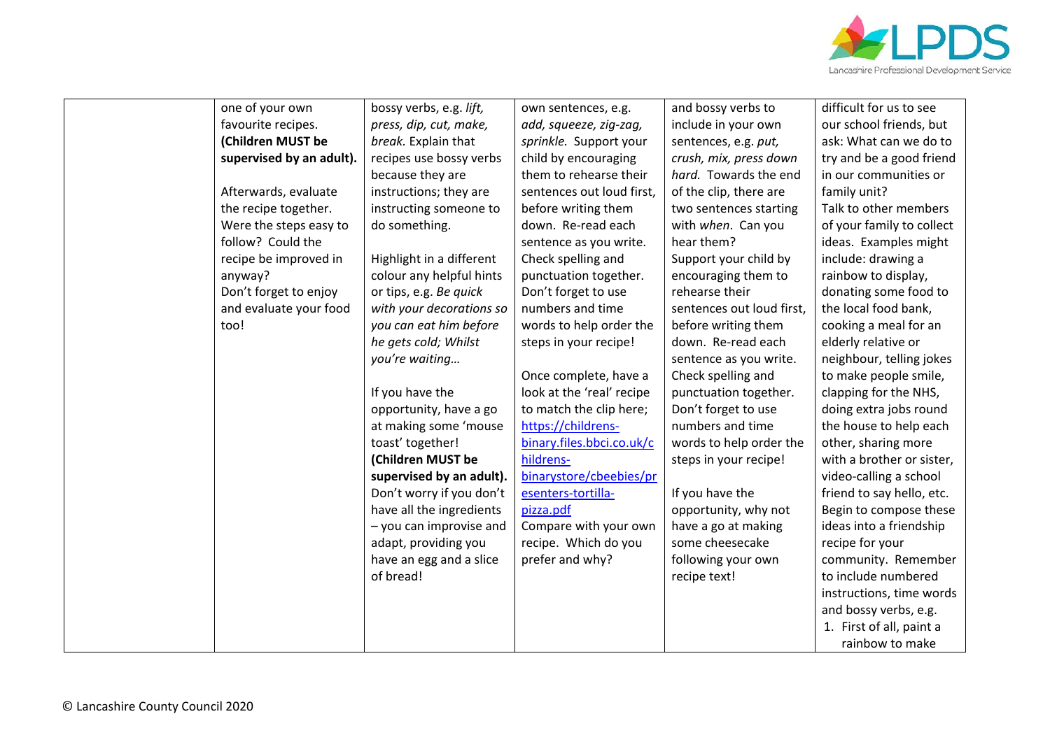|  | one of your own favourite recipes. **(Children MUST be supervised by an adult).**<br><br>Afterwards, evaluate the recipe together. Were the steps easy to follow? Could the recipe be improved in anyway?<br>Don't forget to enjoy and evaluate your food too! | bossy verbs, e.g. *lift, press, dip, cut, make, break.* Explain that recipes use bossy verbs because they are instructions; they are instructing someone to do something.<br><br>Highlight in a different colour any helpful hints or tips, e.g. *Be quick with your decorations so you can eat him before he gets cold; Whilst you're waiting…*<br><br>If you have the opportunity, have a go at making some 'mouse toast' together! **(Children MUST be supervised by an adult).** Don't worry if you don't have all the ingredients – you can improvise and adapt, providing you have an egg and a slice of bread! | own sentences, e.g. *add, squeeze, zig-zag, sprinkle.* Support your child by encouraging them to rehearse their sentences out loud first, before writing them down. Re-read each sentence as you write. Check spelling and punctuation together. Don't forget to use numbers and time words to help order the steps in your recipe!<br><br>Once complete, have a look at the 'real' recipe to match the clip here; [https://childrens-binary.files.bbci.co.uk/childrens-binarystore/cbeebies/presenters-tortilla-pizza.pdf](https://childrens-binary.files.bbci.co.uk/childrens-binarystore/cbeebies/presenters-tortilla-pizza.pdf)<br>Compare with your own recipe. Which do you prefer and why? | and bossy verbs to include in your own sentences, e.g. *put, crush, mix, press down hard.* Towards the end of the clip, there are two sentences starting with *when*. Can you hear them?<br>Support your child by encouraging them to rehearse their sentences out loud first, before writing them down. Re-read each sentence as you write. Check spelling and punctuation together. Don't forget to use numbers and time words to help order the steps in your recipe!<br><br>If you have the opportunity, why not have a go at making some cheesecake following your own recipe text! | difficult for us to see our school friends, but ask: What can we do to try and be a good friend in our communities or family unit?<br>Talk to other members of your family to collect ideas. Examples might include: drawing a rainbow to display, donating some food to the local food bank, cooking a meal for an elderly relative or neighbour, telling jokes to make people smile, clapping for the NHS, doing extra jobs round the house to help each other, sharing more with a brother or sister, video-calling a school friend to say hello, etc. Begin to compose these ideas into a friendship recipe for your community. Remember to include numbered instructions, time words and bossy verbs, e.g.<br>1. First of all, paint a rainbow to make |
|---|---|---|---|---|---|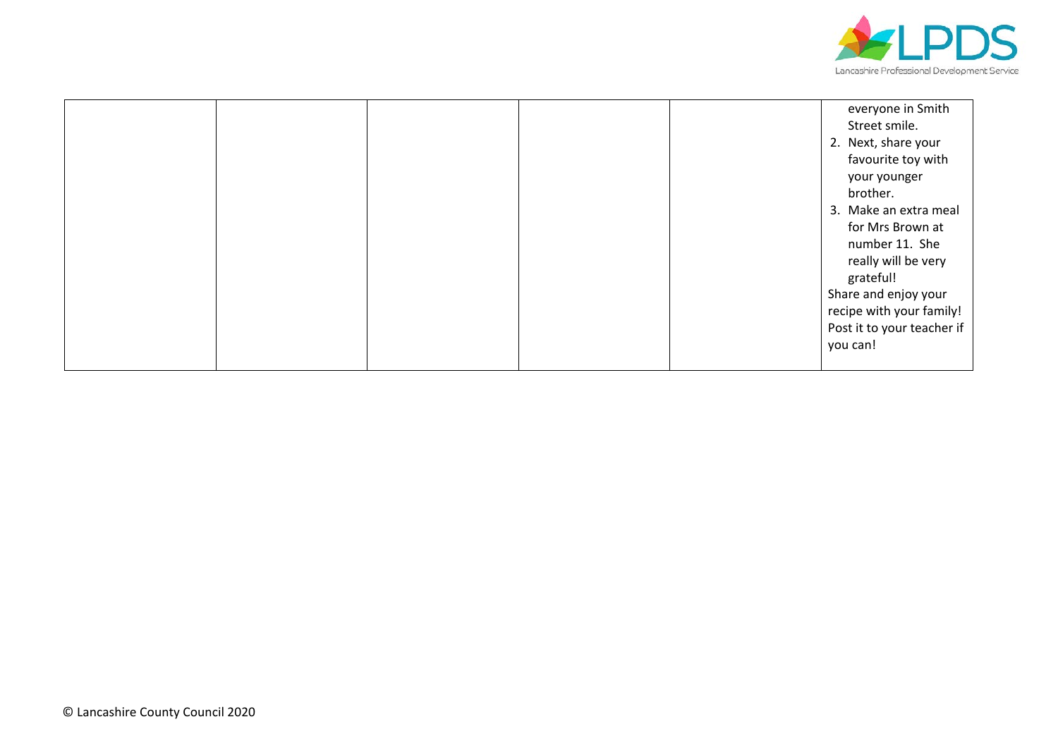| | | | | | |
|---|---|---|---|---|---|
| | | | | | everyone in Smith Street smile.<br>2. Next, share your favourite toy with your younger brother.<br>3. Make an extra meal for Mrs Brown at number 11. She really will be very grateful!<br>Share and enjoy your recipe with your family! Post it to your teacher if you can! |

© Lancashire County Council 2020